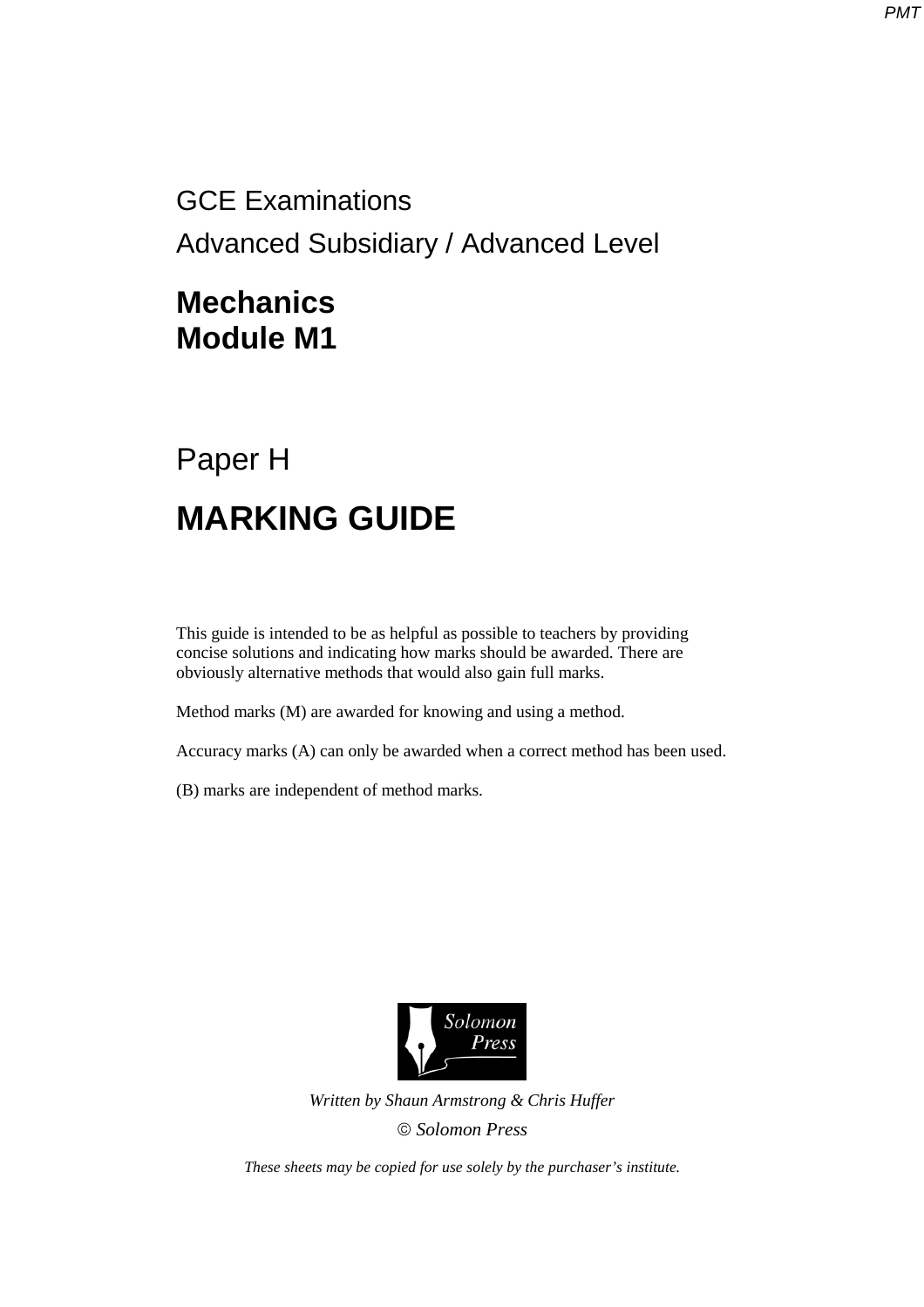GCE Examinations

Advanced Subsidiary / Advanced Level

# Mechanics
# Module M1

## Paper H

# MARKING GUIDE

This guide is intended to be as helpful as possible to teachers by providing concise solutions and indicating how marks should be awarded. There are obviously alternative methods that would also gain full marks.

Method marks (M) are awarded for knowing and using a method.

Accuracy marks (A) can only be awarded when a correct method has been used.

(B) marks are independent of method marks.

*Written by Shaun Armstrong & Chris Huffer*

*© Solomon Press*

*These sheets may be copied for use solely by the purchaser's institute.*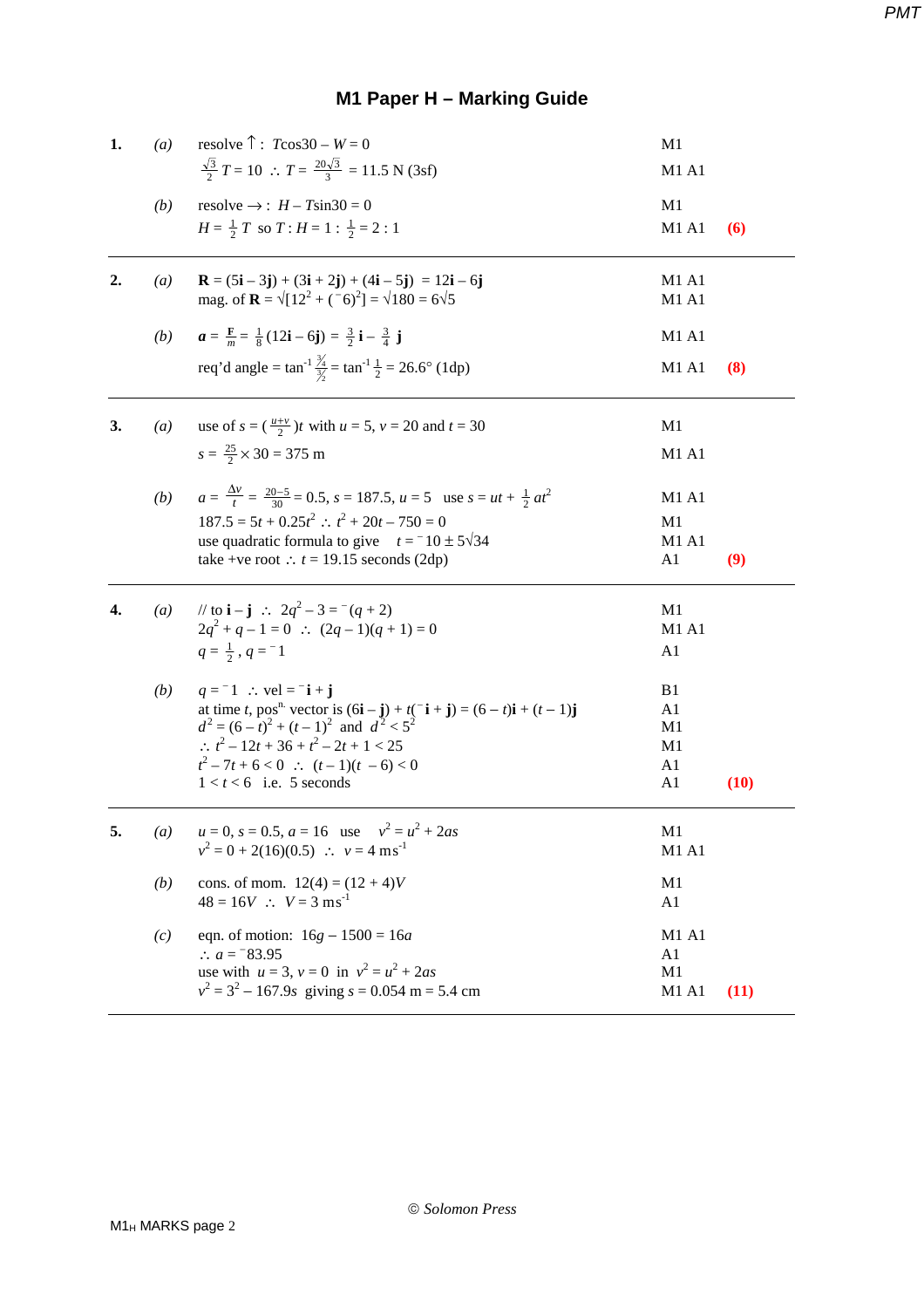# M1 Paper H – Marking Guide

| | | | |
|---|---|---|---|
| **1.** | *(a)* | resolve ↑ : $T\cos 30 - W = 0$ | M1 |
| | | $\frac{\sqrt{3}}{2}T = 10 \;\therefore\; T = \frac{20\sqrt{3}}{3} = 11.5$ N (3sf) | M1 A1 |
| | *(b)* | resolve → : $H - T\sin 30 = 0$ | M1 |
| | | $H = \frac{1}{2}T$ so $T : H = 1 : \frac{1}{2} = 2 : 1$ | M1 A1 **(6)** |
| **2.** | *(a)* | $\mathbf{R} = (5\mathbf{i} - 3\mathbf{j}) + (3\mathbf{i} + 2\mathbf{j}) + (4\mathbf{i} - 5\mathbf{j}) = 12\mathbf{i} - 6\mathbf{j}$ | M1 A1 |
| | | mag. of $\mathbf{R} = \sqrt{[12^2 + (^-6)^2]} = \sqrt{180} = 6\sqrt{5}$ | M1 A1 |
| | *(b)* | $\boldsymbol{a} = \frac{\mathbf{F}}{m} = \frac{1}{8}(12\mathbf{i} - 6\mathbf{j}) = \frac{3}{2}\mathbf{i} - \frac{3}{4}\mathbf{j}$ | M1 A1 |
| | | req'd angle $= \tan^{-1}\frac{3/4}{3/2} = \tan^{-1}\frac{1}{2} = 26.6°$ (1dp) | M1 A1 **(8)** |
| **3.** | *(a)* | use of $s = (\frac{u+v}{2})t$ with $u = 5$, $v = 20$ and $t = 30$ | M1 |
| | | $s = \frac{25}{2} \times 30 = 375$ m | M1 A1 |
| | *(b)* | $a = \frac{\Delta v}{t} = \frac{20-5}{30} = 0.5$, $s = 187.5$, $u = 5$ use $s = ut + \frac{1}{2}at^2$ | M1 A1 |
| | | $187.5 = 5t + 0.25t^2 \;\therefore\; t^2 + 20t - 750 = 0$ | M1 |
| | | use quadratic formula to give $t = {}^-10 \pm 5\sqrt{34}$ | M1 A1 |
| | | take +ve root $\therefore\; t = 19.15$ seconds (2dp) | A1 **(9)** |
| **4.** | *(a)* | // to $\mathbf{i} - \mathbf{j} \;\therefore\; 2q^2 - 3 = {}^-(q + 2)$ | M1 |
| | | $2q^2 + q - 1 = 0 \;\therefore\; (2q - 1)(q + 1) = 0$ | M1 A1 |
| | | $q = \frac{1}{2}$, $q = {}^-1$ | A1 |
| | *(b)* | $q = {}^-1 \;\therefore$ vel $= {}^-\mathbf{i} + \mathbf{j}$ | B1 |
| | | at time $t$, pos$^{n.}$ vector is $(6\mathbf{i} - \mathbf{j}) + t({}^-\mathbf{i} + \mathbf{j}) = (6 - t)\mathbf{i} + (t - 1)\mathbf{j}$ | A1 |
| | | $d^2 = (6 - t)^2 + (t - 1)^2$ and $d^2 < 5^2$ | M1 |
| | | $\therefore\; t^2 - 12t + 36 + t^2 - 2t + 1 < 25$ | M1 |
| | | $t^2 - 7t + 6 < 0 \;\therefore\; (t - 1)(t - 6) < 0$ | A1 |
| | | $1 < t < 6$ i.e. 5 seconds | A1 **(10)** |
| **5.** | *(a)* | $u = 0$, $s = 0.5$, $a = 16$ use $v^2 = u^2 + 2as$ | M1 |
| | | $v^2 = 0 + 2(16)(0.5) \;\therefore\; v = 4$ ms$^{-1}$ | M1 A1 |
| | *(b)* | cons. of mom. $12(4) = (12 + 4)V$ | M1 |
| | | $48 = 16V \;\therefore\; V = 3$ ms$^{-1}$ | A1 |
| | *(c)* | eqn. of motion: $16g - 1500 = 16a$ | M1 A1 |
| | | $\therefore\; a = {}^-83.95$ | A1 |
| | | use with $u = 3$, $v = 0$ in $v^2 = u^2 + 2as$ | M1 |
| | | $v^2 = 3^2 - 167.9s$ giving $s = 0.054$ m $= 5.4$ cm | M1 A1 **(11)** |

© Solomon Press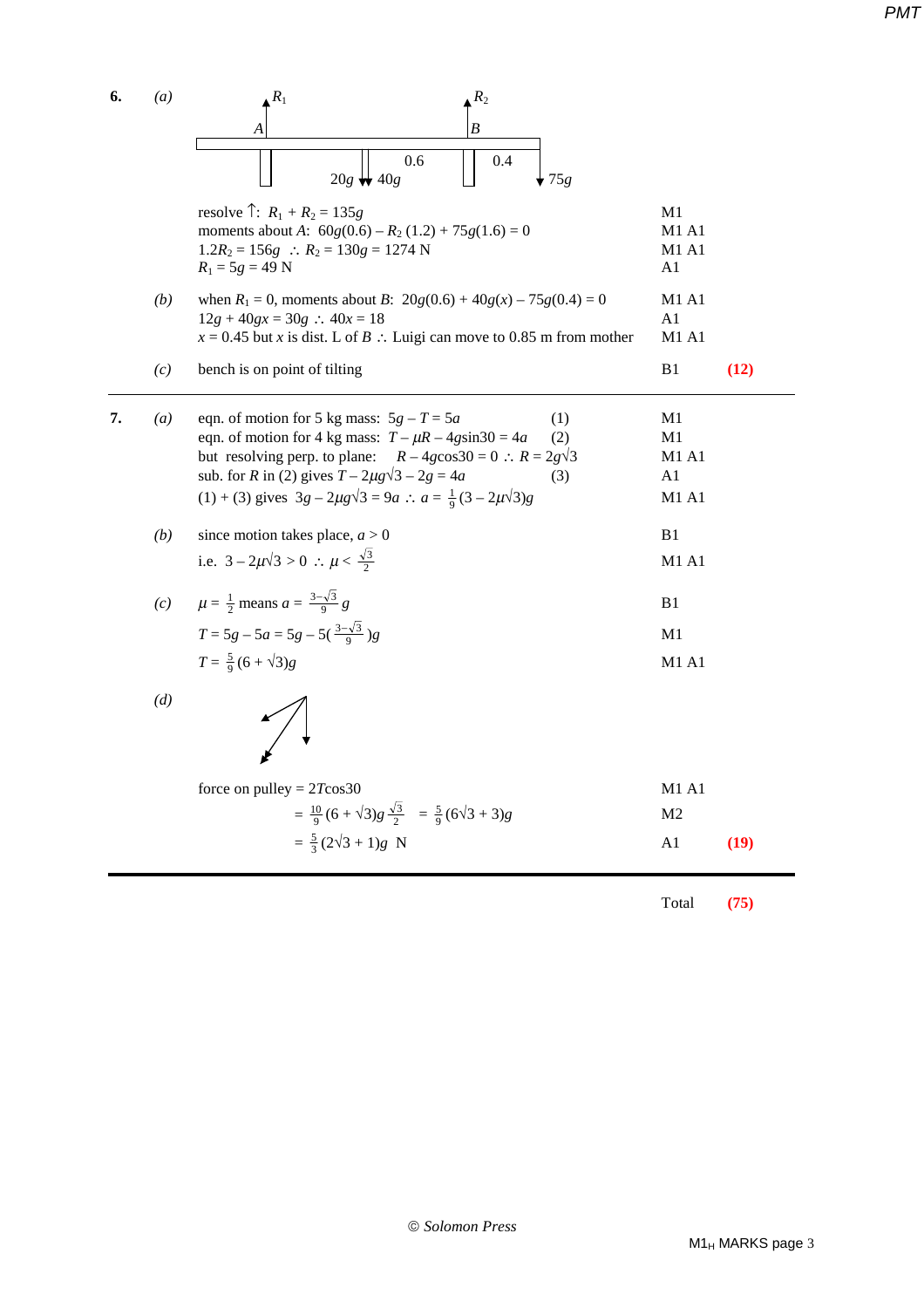**6.** *(a)*

resolve ↑: $R_1 + R_2 = 135g$ — M1 A1

moments about $A$: $60g(0.6) - R_2(1.2) + 75g(1.6) = 0$ — M1 A1

$1.2R_2 = 156g \therefore R_2 = 130g = 1274$ N — M1 A1

$R_1 = 5g = 49$ N — A1

*(b)* when $R_1 = 0$, moments about $B$: $20g(0.6) + 40g(x) - 75g(0.4) = 0$ — M1 A1

$12g + 40gx = 30g \therefore 40x = 18$ — A1

$x = 0.45$ but $x$ is dist. L of $B$ ∴ Luigi can move to 0.85 m from mother — M1 A1

*(c)* bench is on point of tilting — B1 **(12)**

---

**7.** *(a)*

eqn. of motion for 5 kg mass: $5g - T = 5a$ (1) — M1

eqn. of motion for 4 kg mass: $T - \mu R - 4g\sin 30 = 4a$ (2) — M1

but resolving perp. to plane: $R - 4g\cos 30 = 0 \therefore R = 2g\sqrt{3}$ — M1 A1

sub. for $R$ in (2) gives $T - 2\mu g\sqrt{3} - 2g = 4a$ (3) — A1

(1) + (3) gives $3g - 2\mu g\sqrt{3} = 9a \therefore a = \frac{1}{9}(3 - 2\mu\sqrt{3})g$ — M1 A1

*(b)* since motion takes place, $a > 0$ — B1

i.e. $3 - 2\mu\sqrt{3} > 0 \therefore \mu < \frac{\sqrt{3}}{2}$ — M1 A1

*(c)* $\mu = \frac{1}{2}$ means $a = \frac{3-\sqrt{3}}{9}g$ — B1

$T = 5g - 5a = 5g - 5(\frac{3-\sqrt{3}}{9})g$ — M1

$T = \frac{5}{9}(6 + \sqrt{3})g$ — M1 A1

*(d)*

force on pulley = $2T\cos 30$ — M1 A1

$= \frac{10}{9}(6 + \sqrt{3})g\frac{\sqrt{3}}{2} = \frac{5}{9}(6\sqrt{3} + 3)g$ — M2

$= \frac{5}{3}(2\sqrt{3} + 1)g$ N — A1 **(19)**

---

Total **(75)**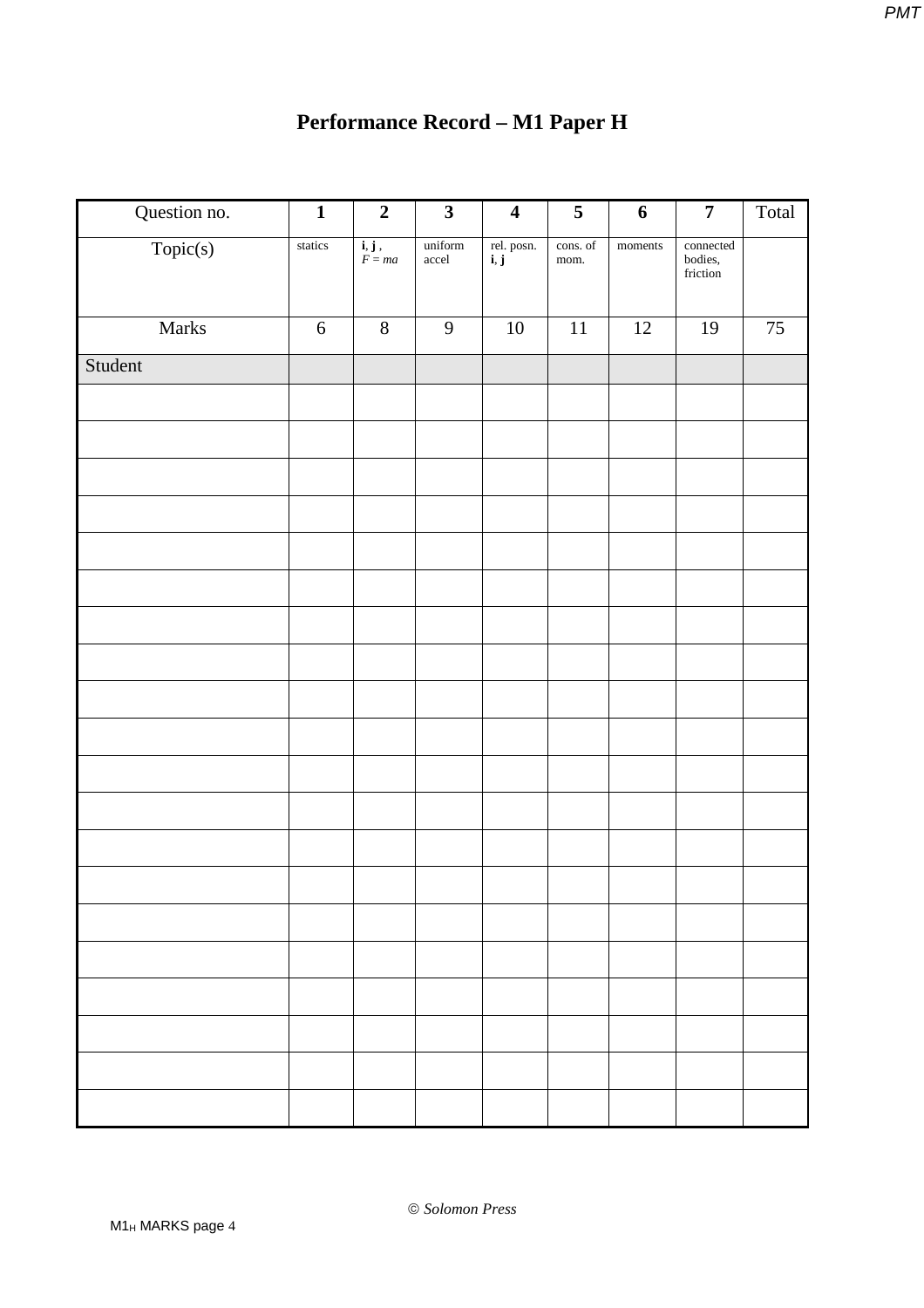# Performance Record – M1 Paper H

| Question no. | **1** | **2** | **3** | **4** | **5** | **6** | **7** | Total |
|---|---|---|---|---|---|---|---|---|
| Topic(s) | statics | **i**, **j** , $F = ma$ | uniform accel | rel. posn. **i**, **j** | cons. of mom. | moments | connected bodies, friction | |
| Marks | 6 | 8 | 9 | 10 | 11 | 12 | 19 | 75 |
| Student | | | | | | | | |
| | | | | | | | | |
| | | | | | | | | |
| | | | | | | | | |
| | | | | | | | | |
| | | | | | | | | |
| | | | | | | | | |
| | | | | | | | | |
| | | | | | | | | |
| | | | | | | | | |
| | | | | | | | | |
| | | | | | | | | |
| | | | | | | | | |
| | | | | | | | | |
| | | | | | | | | |
| | | | | | | | | |
| | | | | | | | | |
| | | | | | | | | |
| | | | | | | | | |
| | | | | | | | | |
| | | | | | | | | |

© *Solomon Press*